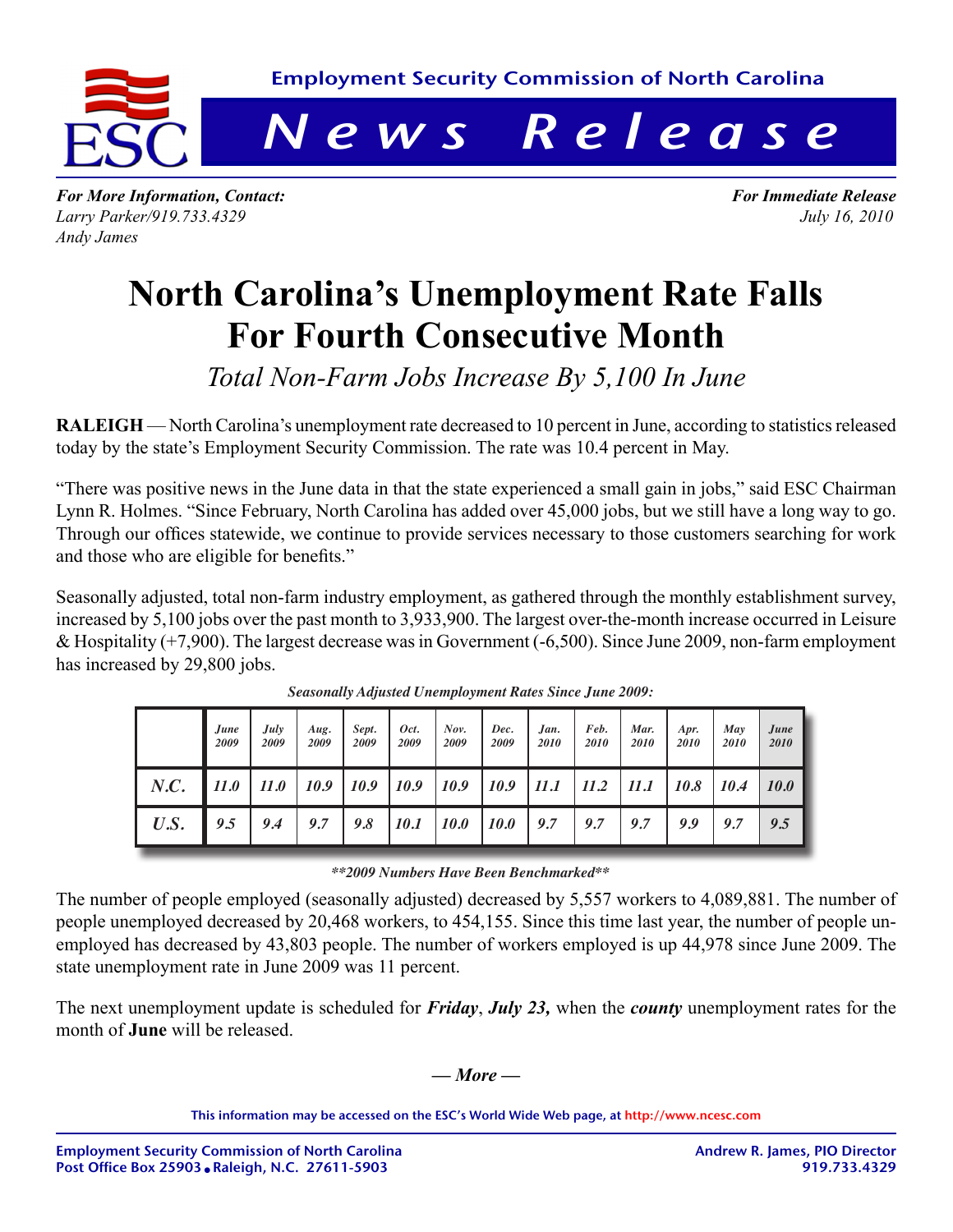Employment Security Commission of North Carolina

# *News Release*

***For More Information, Contact:***
*Larry Parker/919.733.4329*
*Andy James*

***For Immediate Release***
*July 16, 2010*

# North Carolina's Unemployment Rate Falls For Fourth Consecutive Month

## *Total Non-Farm Jobs Increase By 5,100 In June*

**RALEIGH** — North Carolina's unemployment rate decreased to 10 percent in June, according to statistics released today by the state's Employment Security Commission. The rate was 10.4 percent in May.

"There was positive news in the June data in that the state experienced a small gain in jobs," said ESC Chairman Lynn R. Holmes. "Since February, North Carolina has added over 45,000 jobs, but we still have a long way to go. Through our offices statewide, we continue to provide services necessary to those customers searching for work and those who are eligible for benefits."

Seasonally adjusted, total non-farm industry employment, as gathered through the monthly establishment survey, increased by 5,100 jobs over the past month to 3,933,900. The largest over-the-month increase occurred in Leisure & Hospitality (+7,900). The largest decrease was in Government (-6,500). Since June 2009, non-farm employment has increased by 29,800 jobs.

***Seasonally Adjusted Unemployment Rates Since June 2009:***

| | June 2009 | July 2009 | Aug. 2009 | Sept. 2009 | Oct. 2009 | Nov. 2009 | Dec. 2009 | Jan. 2010 | Feb. 2010 | Mar. 2010 | Apr. 2010 | May 2010 | June 2010 |
|---|---|---|---|---|---|---|---|---|---|---|---|---|---|
| N.C. | 11.0 | 11.0 | 10.9 | 10.9 | 10.9 | 10.9 | 10.9 | 11.1 | 11.2 | 11.1 | 10.8 | 10.4 | 10.0 |
| U.S. | 9.5 | 9.4 | 9.7 | 9.8 | 10.1 | 10.0 | 10.0 | 9.7 | 9.7 | 9.7 | 9.9 | 9.7 | 9.5 |

***\*\*2009 Numbers Have Been Benchmarked\*\****

The number of people employed (seasonally adjusted) decreased by 5,557 workers to 4,089,881. The number of people unemployed decreased by 20,468 workers, to 454,155. Since this time last year, the number of people unemployed has decreased by 43,803 people. The number of workers employed is up 44,978 since June 2009. The state unemployment rate in June 2009 was 11 percent.

The next unemployment update is scheduled for ***Friday***, ***July 23,*** when the ***county*** unemployment rates for the month of **June** will be released.

***— More —***

This information may be accessed on the ESC's World Wide Web page, at http://www.ncesc.com

Employment Security Commission of North Carolina
Post Office Box 25903 • Raleigh, N.C. 27611-5903

Andrew R. James, PIO Director
919.733.4329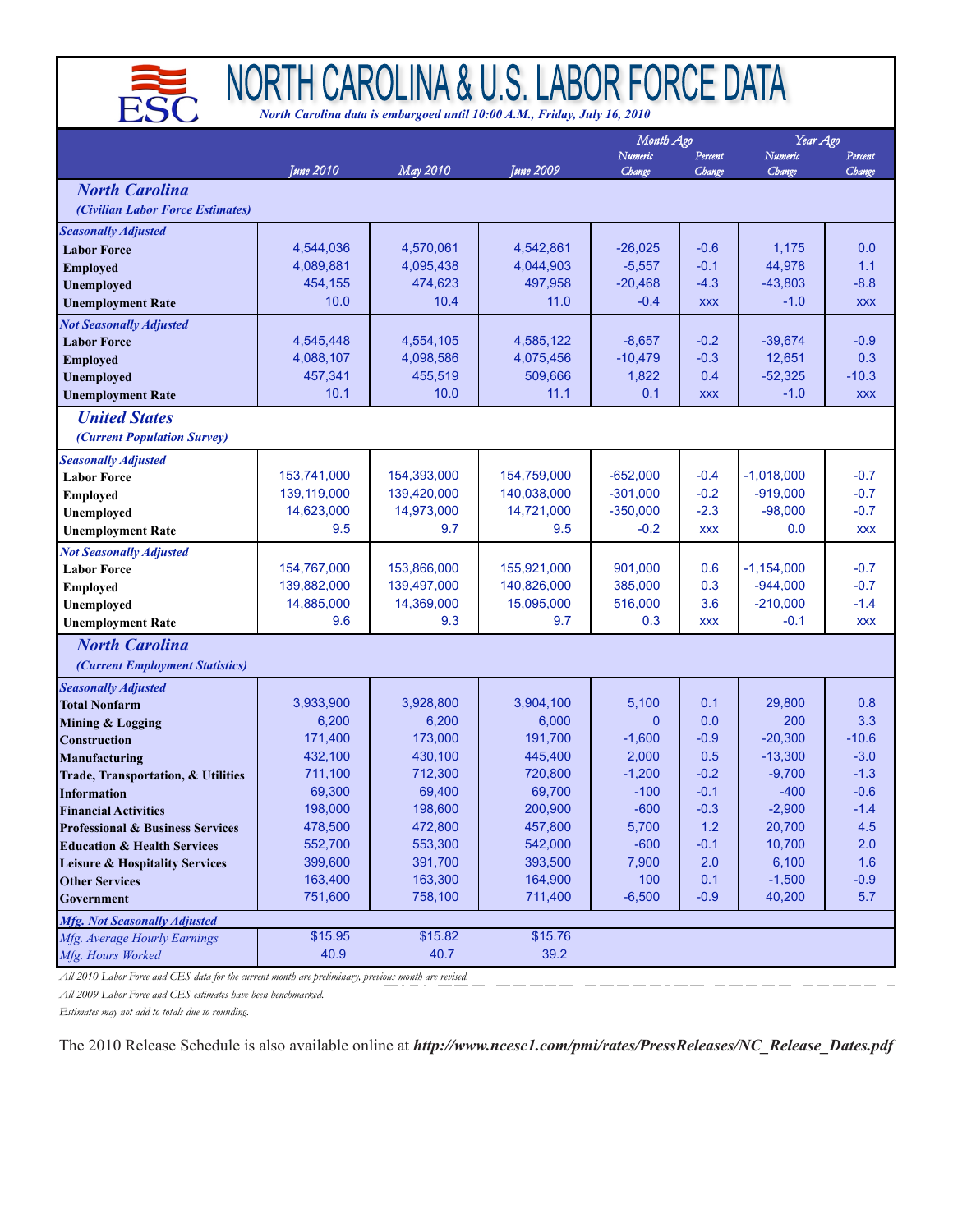# NORTH CAROLINA & U.S. LABOR FORCE DATA

*North Carolina data is embargoed until 10:00 A.M., Friday, July 16, 2010*

| | June 2010 | May 2010 | June 2009 | Month Ago Numeric Change | Month Ago Percent Change | Year Ago Numeric Change | Year Ago Percent Change |
|---|---|---|---|---|---|---|---|
| ***North Carolina*** ***(Civilian Labor Force Estimates)*** | | | | | | | |
| ***Seasonally Adjusted*** | | | | | | | |
| **Labor Force** | 4,544,036 | 4,570,061 | 4,542,861 | -26,025 | -0.6 | 1,175 | 0.0 |
| **Employed** | 4,089,881 | 4,095,438 | 4,044,903 | -5,557 | -0.1 | 44,978 | 1.1 |
| **Unemployed** | 454,155 | 474,623 | 497,958 | -20,468 | -4.3 | -43,803 | -8.8 |
| **Unemployment Rate** | 10.0 | 10.4 | 11.0 | -0.4 | xxx | -1.0 | xxx |
| ***Not Seasonally Adjusted*** | | | | | | | |
| **Labor Force** | 4,545,448 | 4,554,105 | 4,585,122 | -8,657 | -0.2 | -39,674 | -0.9 |
| **Employed** | 4,088,107 | 4,098,586 | 4,075,456 | -10,479 | -0.3 | 12,651 | 0.3 |
| **Unemployed** | 457,341 | 455,519 | 509,666 | 1,822 | 0.4 | -52,325 | -10.3 |
| **Unemployment Rate** | 10.1 | 10.0 | 11.1 | 0.1 | xxx | -1.0 | xxx |
| ***United States*** ***(Current Population Survey)*** | | | | | | | |
| ***Seasonally Adjusted*** | | | | | | | |
| **Labor Force** | 153,741,000 | 154,393,000 | 154,759,000 | -652,000 | -0.4 | -1,018,000 | -0.7 |
| **Employed** | 139,119,000 | 139,420,000 | 140,038,000 | -301,000 | -0.2 | -919,000 | -0.7 |
| **Unemployed** | 14,623,000 | 14,973,000 | 14,721,000 | -350,000 | -2.3 | -98,000 | -0.7 |
| **Unemployment Rate** | 9.5 | 9.7 | 9.5 | -0.2 | xxx | 0.0 | xxx |
| ***Not Seasonally Adjusted*** | | | | | | | |
| **Labor Force** | 154,767,000 | 153,866,000 | 155,921,000 | 901,000 | 0.6 | -1,154,000 | -0.7 |
| **Employed** | 139,882,000 | 139,497,000 | 140,826,000 | 385,000 | 0.3 | -944,000 | -0.7 |
| **Unemployed** | 14,885,000 | 14,369,000 | 15,095,000 | 516,000 | 3.6 | -210,000 | -1.4 |
| **Unemployment Rate** | 9.6 | 9.3 | 9.7 | 0.3 | xxx | -0.1 | xxx |
| ***North Carolina*** ***(Current Employment Statistics)*** | | | | | | | |
| ***Seasonally Adjusted*** | | | | | | | |
| **Total Nonfarm** | 3,933,900 | 3,928,800 | 3,904,100 | 5,100 | 0.1 | 29,800 | 0.8 |
| **Mining & Logging** | 6,200 | 6,200 | 6,000 | 0 | 0.0 | 200 | 3.3 |
| **Construction** | 171,400 | 173,000 | 191,700 | -1,600 | -0.9 | -20,300 | -10.6 |
| **Manufacturing** | 432,100 | 430,100 | 445,400 | 2,000 | 0.5 | -13,300 | -3.0 |
| **Trade, Transportation, & Utilities** | 711,100 | 712,300 | 720,800 | -1,200 | -0.2 | -9,700 | -1.3 |
| **Information** | 69,300 | 69,400 | 69,700 | -100 | -0.1 | -400 | -0.6 |
| **Financial Activities** | 198,000 | 198,600 | 200,900 | -600 | -0.3 | -2,900 | -1.4 |
| **Professional & Business Services** | 478,500 | 472,800 | 457,800 | 5,700 | 1.2 | 20,700 | 4.5 |
| **Education & Health Services** | 552,700 | 553,300 | 542,000 | -600 | -0.1 | 10,700 | 2.0 |
| **Leisure & Hospitality Services** | 399,600 | 391,700 | 393,500 | 7,900 | 2.0 | 6,100 | 1.6 |
| **Other Services** | 163,400 | 163,300 | 164,900 | 100 | 0.1 | -1,500 | -0.9 |
| **Government** | 751,600 | 758,100 | 711,400 | -6,500 | -0.9 | 40,200 | 5.7 |
| ***Mfg. Not Seasonally Adjusted*** | | | | | | | |
| *Mfg. Average Hourly Earnings* | $15.95 | $15.82 | $15.76 | | | | |
| *Mfg. Hours Worked* | 40.9 | 40.7 | 39.2 | | | | |

*All 2010 Labor Force and CES data for the current month are preliminary, previous month are revised.*

*All 2009 Labor Force and CES estimates have been benchmarked.*

*Estimates may not add to totals due to rounding.*

The 2010 Release Schedule is also available online at ***http://www.ncesc1.com/pmi/rates/PressReleases/NC_Release_Dates.pdf***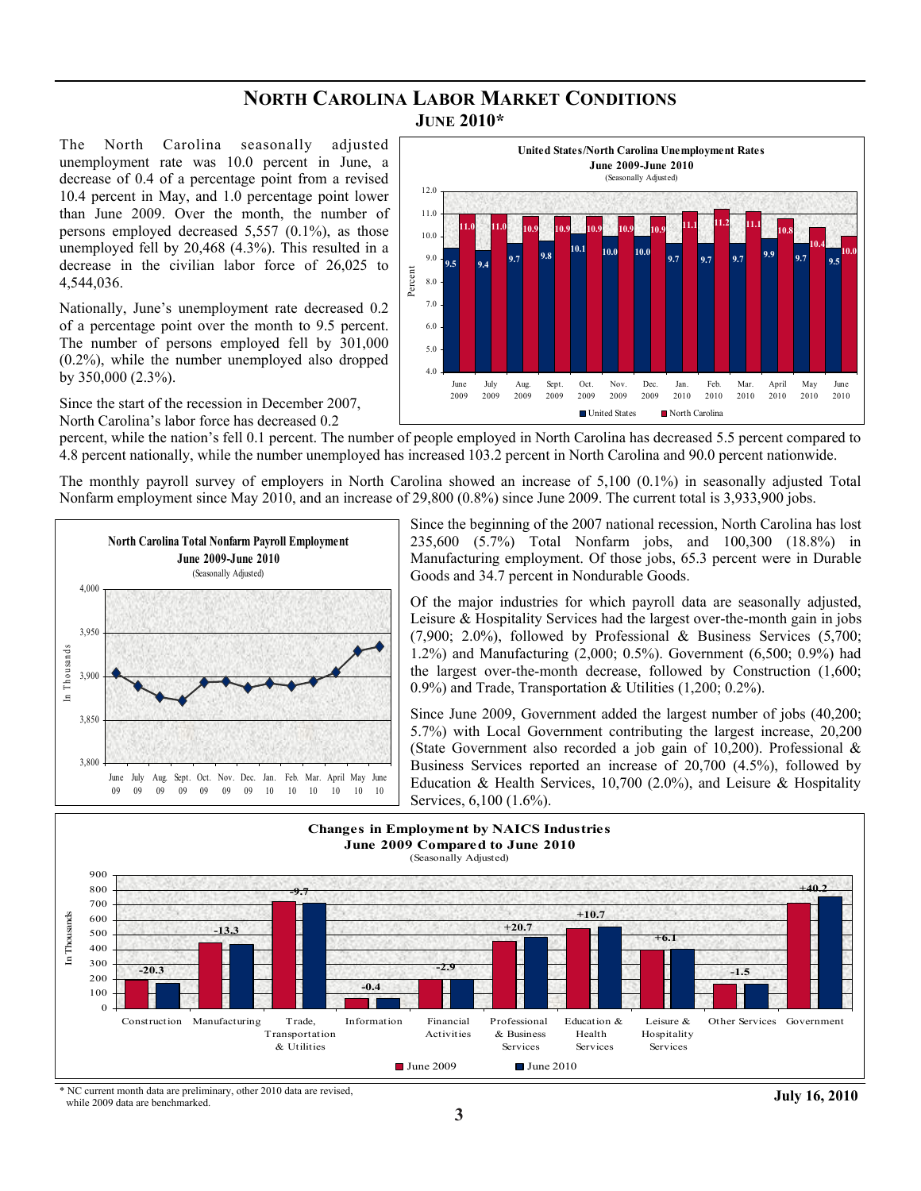# NORTH CAROLINA LABOR MARKET CONDITIONS

## JUNE 2010*

The North Carolina seasonally adjusted unemployment rate was 10.0 percent in June, a decrease of 0.4 of a percentage point from a revised 10.4 percent in May, and 1.0 percentage point lower than June 2009. Over the month, the number of persons employed decreased 5,557 (0.1%), as those unemployed fell by 20,468 (4.3%). This resulted in a decrease in the civilian labor force of 26,025 to 4,544,036.

Nationally, June's unemployment rate decreased 0.2 of a percentage point over the month to 9.5 percent. The number of persons employed fell by 301,000 (0.2%), while the number unemployed also dropped by 350,000 (2.3%).

**United States/North Carolina Unemployment Rates June 2009-June 2010** (Seasonally Adjusted)

| Month | United States | North Carolina |
|---|---|---|
| June 2009 | 9.5 | 11.0 |
| July 2009 | 9.4 | 11.0 |
| Aug. 2009 | 9.7 | 10.9 |
| Sept. 2009 | 9.8 | 10.9 |
| Oct. 2009 | 10.1 | 10.9 |
| Nov. 2009 | 10.0 | 10.9 |
| Dec. 2009 | 10.0 | 10.9 |
| Jan. 2010 | 9.7 | 11.1 |
| Feb. 2010 | 9.7 | 11.2 |
| Mar. 2010 | 9.7 | 11.1 |
| April 2010 | 9.9 | 10.8 |
| May 2010 | 9.7 | 10.4 |
| June 2010 | 9.5 | 10.0 |

Since the start of the recession in December 2007, North Carolina's labor force has decreased 0.2 percent, while the nation's fell 0.1 percent. The number of people employed in North Carolina has decreased 5.5 percent compared to 4.8 percent nationally, while the number unemployed has increased 103.2 percent in North Carolina and 90.0 percent nationwide.

The monthly payroll survey of employers in North Carolina showed an increase of 5,100 (0.1%) in seasonally adjusted Total Nonfarm employment since May 2010, and an increase of 29,800 (0.8%) since June 2009. The current total is 3,933,900 jobs.

**North Carolina Total Nonfarm Payroll Employment June 2009-June 2010** (Seasonally Adjusted; In Thousands)

Since the beginning of the 2007 national recession, North Carolina has lost 235,600 (5.7%) Total Nonfarm jobs, and 100,300 (18.8%) in Manufacturing employment. Of those jobs, 65.3 percent were in Durable Goods and 34.7 percent in Nondurable Goods.

Of the major industries for which payroll data are seasonally adjusted, Leisure & Hospitality Services had the largest over-the-month gain in jobs (7,900; 2.0%), followed by Professional & Business Services (5,700; 1.2%) and Manufacturing (2,000; 0.5%). Government (6,500; 0.9%) had the largest over-the-month decrease, followed by Construction (1,600; 0.9%) and Trade, Transportation & Utilities (1,200; 0.2%).

Since June 2009, Government added the largest number of jobs (40,200; 5.7%) with Local Government contributing the largest increase, 20,200 (State Government also recorded a job gain of 10,200). Professional & Business Services reported an increase of 20,700 (4.5%), followed by Education & Health Services, 10,700 (2.0%), and Leisure & Hospitality Services, 6,100 (1.6%).

**Changes in Employment by NAICS Industries June 2009 Compared to June 2010** (Seasonally Adjusted; In Thousands)

| Industry | Change |
|---|---|
| Construction | -20.3 |
| Manufacturing | -13.3 |
| Trade, Transportation & Utilities | -9.7 |
| Information | -0.4 |
| Financial Activities | -2.9 |
| Professional & Business Services | +20.7 |
| Education & Health Services | +10.7 |
| Leisure & Hospitality Services | +6.1 |
| Other Services | -1.5 |
| Government | +40.2 |

\* NC current month data are preliminary, other 2010 data are revised, while 2009 data are benchmarked.

July 16, 2010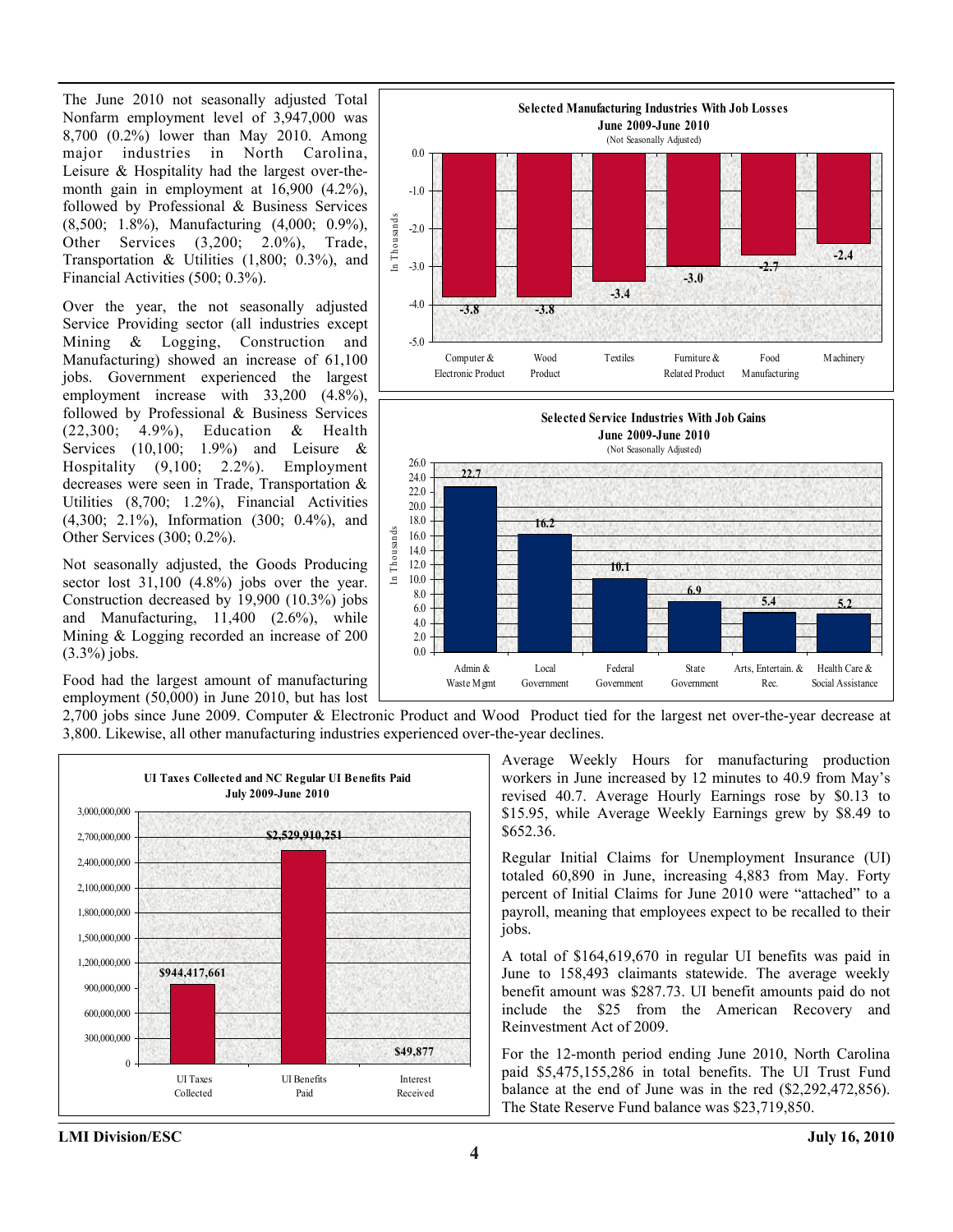The June 2010 not seasonally adjusted Total Nonfarm employment level of 3,947,000 was 8,700 (0.2%) lower than May 2010. Among major industries in North Carolina, Leisure & Hospitality had the largest over-the-month gain in employment at 16,900 (4.2%), followed by Professional & Business Services (8,500; 1.8%), Manufacturing (4,000; 0.9%), Other Services (3,200; 2.0%), Trade, Transportation & Utilities (1,800; 0.3%), and Financial Activities (500; 0.3%).

Over the year, the not seasonally adjusted Service Providing sector (all industries except Mining & Logging, Construction and Manufacturing) showed an increase of 61,100 jobs. Government experienced the largest employment increase with 33,200 (4.8%), followed by Professional & Business Services (22,300; 4.9%), Education & Health Services (10,100; 1.9%) and Leisure & Hospitality (9,100; 2.2%). Employment decreases were seen in Trade, Transportation & Utilities (8,700; 1.2%), Financial Activities (4,300; 2.1%), Information (300; 0.4%), and Other Services (300; 0.2%).

Not seasonally adjusted, the Goods Producing sector lost 31,100 (4.8%) jobs over the year. Construction decreased by 19,900 (10.3%) jobs and Manufacturing, 11,400 (2.6%), while Mining & Logging recorded an increase of 200 (3.3%) jobs.

**Selected Manufacturing Industries With Job Losses**
**June 2009-June 2010**
(Not Seasonally Adjusted)

In Thousands

0.0
-1.0
-2.0
-3.0
-4.0
-5.0

-3.8 Computer & Electronic Product
-3.8 Wood Product
-3.4 Textiles
-3.0 Furniture & Related Product
-2.7 Food Manufacturing
-2.4 Machinery

**Selected Service Industries With Job Gains**
**June 2009-June 2010**
(Not Seasonally Adjusted)

In Thousands

26.0
24.0
22.0
20.0
18.0
16.0
14.0
12.0
10.0
8.0
6.0
4.0
2.0
0.0

22.7 Admin & Waste Mgmt
16.2 Local Government
10.1 Federal Government
6.9 State Government
5.4 Arts, Entertain. & Rec.
5.2 Health Care & Social Assistance

Food had the largest amount of manufacturing employment (50,000) in June 2010, but has lost 2,700 jobs since June 2009. Computer & Electronic Product and Wood Product tied for the largest net over-the-year decrease at 3,800. Likewise, all other manufacturing industries experienced over-the-year declines.

**UI Taxes Collected and NC Regular UI Benefits Paid**
**July 2009-June 2010**

3,000,000,000
2,700,000,000
2,400,000,000
2,100,000,000
1,800,000,000
1,500,000,000
1,200,000,000
900,000,000
600,000,000
300,000,000
0

$944,417,661 UI Taxes Collected
$2,529,910,251 UI Benefits Paid
$49,877 Interest Received

Average Weekly Hours for manufacturing production workers in June increased by 12 minutes to 40.9 from May's revised 40.7. Average Hourly Earnings rose by $0.13 to $15.95, while Average Weekly Earnings grew by $8.49 to $652.36.

Regular Initial Claims for Unemployment Insurance (UI) totaled 60,890 in June, increasing 4,883 from May. Forty percent of Initial Claims for June 2010 were "attached" to a payroll, meaning that employees expect to be recalled to their jobs.

A total of $164,619,670 in regular UI benefits was paid in June to 158,493 claimants statewide. The average weekly benefit amount was $287.73. UI benefit amounts paid do not include the $25 from the American Recovery and Reinvestment Act of 2009.

For the 12-month period ending June 2010, North Carolina paid $5,475,155,286 in total benefits. The UI Trust Fund balance at the end of June was in the red ($2,292,472,856). The State Reserve Fund balance was $23,719,850.